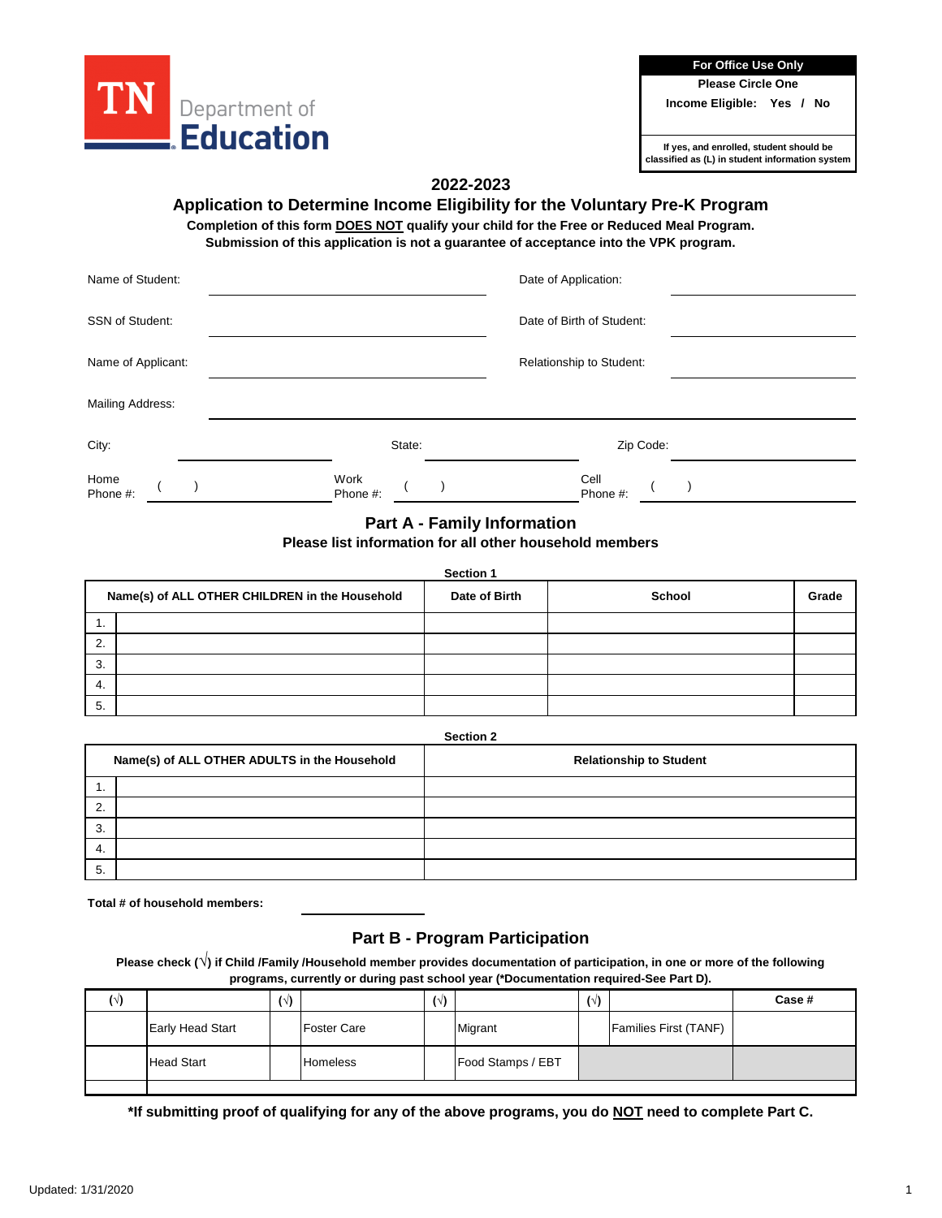TN Department of Education

| For Office Use Only |
|---|
| Please Circle One |
| Income Eligible: Yes / No |
| If yes, and enrolled, student should be classified as (L) in student information system |

## 2022-2023

## Application to Determine Income Eligibility for the Voluntary Pre-K Program

**Completion of this form DOES NOT qualify your child for the Free or Reduced Meal Program.**
**Submission of this application is not a guarantee of acceptance into the VPK program.**

Name of Student: ______________________ Date of Application: ______________________

SSN of Student: ______________________ Date of Birth of Student: ______________________

Name of Applicant: ______________________ Relationship to Student: ______________________

Mailing Address: ______________________________________________

City: ______________ State: ______________ Zip Code: ______________

Home Phone #: ( ) ______________ Work Phone #: ( ) ______________ Cell Phone #: ( ) ______________

## Part A - Family Information

**Please list information for all other household members**

**Section 1**

| | Name(s) of ALL OTHER CHILDREN in the Household | Date of Birth | School | Grade |
|---|---|---|---|---|
| 1. | | | | |
| 2. | | | | |
| 3. | | | | |
| 4. | | | | |
| 5. | | | | |

**Section 2**

| | Name(s) of ALL OTHER ADULTS in the Household | Relationship to Student |
|---|---|---|
| 1. | | |
| 2. | | |
| 3. | | |
| 4. | | |
| 5. | | |

**Total # of household members:** ______________

## Part B - Program Participation

**Please check (√) if Child /Family /Household member provides documentation of participation, in one or more of the following programs, currently or during past school year (*Documentation required-See Part D).**

| (√) | | (√) | | (√) | | (√) | | Case # |
|---|---|---|---|---|---|---|---|---|
| | Early Head Start | | Foster Care | | Migrant | | Families First (TANF) | |
| | Head Start | | Homeless | | Food Stamps / EBT | | | |
| | | | | | | | | |

**\*If submitting proof of qualifying for any of the above programs, you do NOT need to complete Part C.**

Updated: 1/31/2020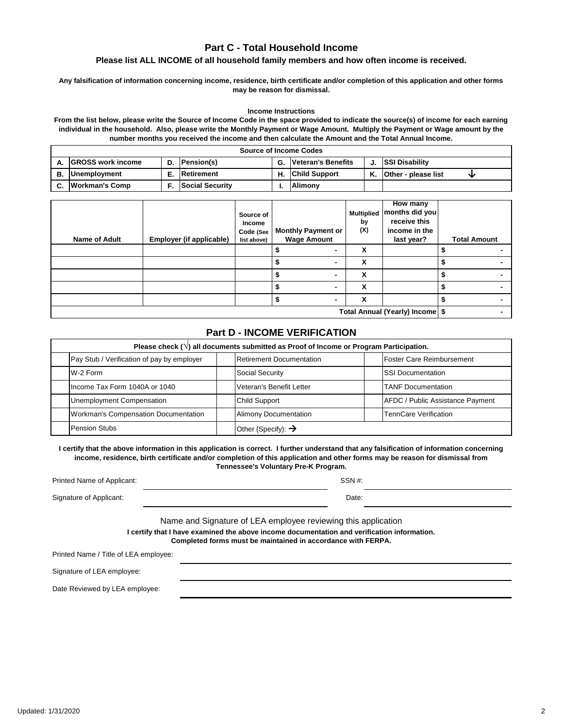## Part C - Total Household Income

**Please list ALL INCOME of all household family members and how often income is received.**

**Any falsification of information concerning income, residence, birth certificate and/or completion of this application and other forms may be reason for dismissal.**

**Income Instructions**

**From the list below, please write the Source of Income Code in the space provided to indicate the source(s) of income for each earning individual in the household. Also, please write the Monthly Payment or Wage Amount. Multiply the Payment or Wage amount by the number months you received the income and then calculate the Amount and the Total Annual Income.**

| Source of Income Codes | | | | | | | |
|---|---|---|---|---|---|---|---|
| **A.** | **GROSS work income** | **D.** | **Pension(s)** | **G.** | **Veteran's Benefits** | **J.** | **SSI Disability** |
| **B.** | **Unemployment** | **E.** | **Retirement** | **H.** | **Child Support** | **K.** | **Other - please list ↓** |
| **C.** | **Workman's Comp** | **F.** | **Social Security** | **I.** | **Alimony** | | |

| Name of Adult | Employer (if applicable) | Source of Income Code (See list above) | Monthly Payment or Wage Amount | Multiplied by (X) | How many months did you receive this income in the last year? | Total Amount |
|---|---|---|---|---|---|---|
| | | | $ - | X | | $ - |
| | | | $ - | X | | $ - |
| | | | $ - | X | | $ - |
| | | | $ - | X | | $ - |
| | | | $ - | X | | $ - |
| | | | | | **Total Annual (Yearly) Income** | $ - |

## Part D - INCOME VERIFICATION

| Please check (√) all documents submitted as Proof of Income or Program Participation. | | | | | |
|---|---|---|---|---|---|
| | Pay Stub / Verification of pay by employer | | Retirement Documentation | | Foster Care Reimbursement |
| | W-2 Form | | Social Security | | SSI Documentation |
| | Income Tax Form 1040A or 1040 | | Veteran's Benefit Letter | | TANF Documentation |
| | Unemployment Compensation | | Child Support | | AFDC / Public Assistance Payment |
| | Workman's Compensation Documentation | | Alimony Documentation | | TennCare Verification |
| | Pension Stubs | | Other (Specify): → | | |

**I certify that the above information in this application is correct. I further understand that any falsification of information concerning income, residence, birth certificate and/or completion of this application and other forms may be reason for dismissal from Tennessee's Voluntary Pre-K Program.**

Printed Name of Applicant: ______________________ SSN #: ______________________

Signature of Applicant: ______________________ Date: ______________________

Name and Signature of LEA employee reviewing this application

**I certify that I have examined the above income documentation and verification information.**
**Completed forms must be maintained in accordance with FERPA.**

Printed Name / Title of LEA employee: ______________________

Signature of LEA employee: ______________________

Date Reviewed by LEA employee: ______________________

Updated: 1/31/2020